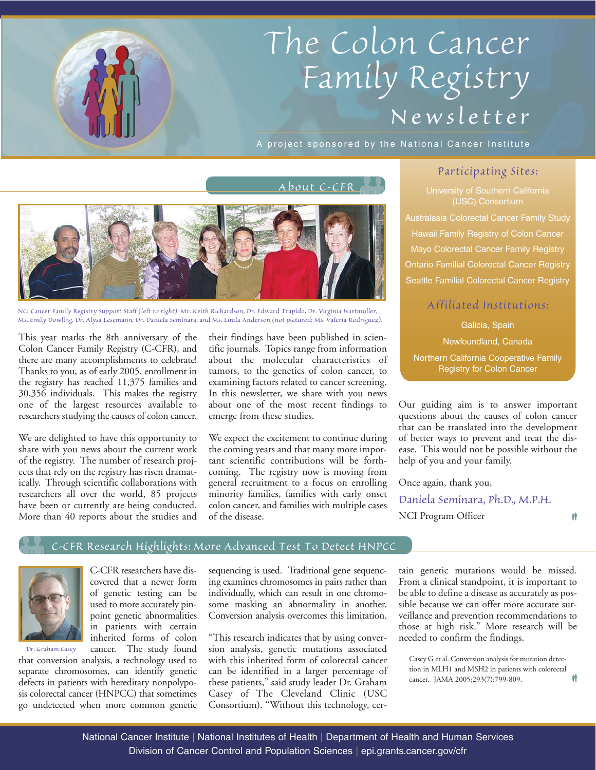# The Colon Cancer Family Registry Newsletter

A project sponsored by the National Cancer Institute

## About C-CFR

NCI Cancer Family Registry Support Staff (left to right): Mr. Keith Richardson, Dr. Edward Trapido, Dr. Virginia Hartmuller, Ms. Emily Dowling, Dr. Alysa Lesemann, Dr. Daniela Seminara, and Ms. Linda Anderson (not pictured: Ms. Valeria Rodriguez).

This year marks the 8th anniversary of the Colon Cancer Family Registry (C-CFR), and there are many accomplishments to celebrate! Thanks to you, as of early 2005, enrollment in the registry has reached 11,375 families and 30,356 individuals. This makes the registry one of the largest resources available to researchers studying the causes of colon cancer.

We are delighted to have this opportunity to share with you news about the current work of the registry. The number of research projects that rely on the registry has risen dramatically. Through scientific collaborations with researchers all over the world, 85 projects have been or currently are being conducted. More than 40 reports about the studies and their findings have been published in scientific journals. Topics range from information about the molecular characteristics of tumors, to the genetics of colon cancer, to examining factors related to cancer screening. In this newsletter, we share with you news about one of the most recent findings to emerge from these studies.

We expect the excitement to continue during the coming years and that many more important scientific contributions will be forthcoming. The registry now is moving from general recruitment to a focus on enrolling minority families, families with early onset colon cancer, and families with multiple cases of the disease.

### Participating Sites:

- University of Southern California (USC) Consortium
- Australasia Colorectal Cancer Family Study
- Hawaii Family Registry of Colon Cancer
- Mayo Colorectal Cancer Family Registry
- Ontario Familial Colorectal Cancer Registry
- Seattle Familial Colorectal Cancer Registry

### Affiliated Institutions:

- Galicia, Spain
- Newfoundland, Canada
- Northern California Cooperative Family Registry for Colon Cancer

Our guiding aim is to answer important questions about the causes of colon cancer that can be translated into the development of better ways to prevent and treat the disease. This would not be possible without the help of you and your family.

Once again, thank you,

*Daniela Seminara, Ph.D., M.P.H.*
NCI Program Officer

## C-CFR Research Highlights: More Advanced Test To Detect HNPCC

Dr. Graham Casey

C-CFR researchers have discovered that a newer form of genetic testing can be used to more accurately pinpoint genetic abnormalities in patients with certain inherited forms of colon cancer. The study found that conversion analysis, a technology used to separate chromosomes, can identify genetic defects in patients with hereditary nonpolyposis colorectal cancer (HNPCC) that sometimes go undetected when more common genetic sequencing is used. Traditional gene sequencing examines chromosomes in pairs rather than individually, which can result in one chromosome masking an abnormality in another. Conversion analysis overcomes this limitation.

"This research indicates that by using conversion analysis, genetic mutations associated with this inherited form of colorectal cancer can be identified in a larger percentage of these patients," said study leader Dr. Graham Casey of The Cleveland Clinic (USC Consortium). "Without this technology, certain genetic mutations would be missed. From a clinical standpoint, it is important to be able to define a disease as accurately as possible because we can offer more accurate surveillance and prevention recommendations to those at high risk." More research will be needed to confirm the findings.

Casey G et al. Conversion analysis for mutation detection in MLH1 and MSH2 in patients with colorectal cancer. JAMA 2005;293(7):799-809.

National Cancer Institute | National Institutes of Health | Department of Health and Human Services
Division of Cancer Control and Population Sciences | epi.grants.cancer.gov/cfr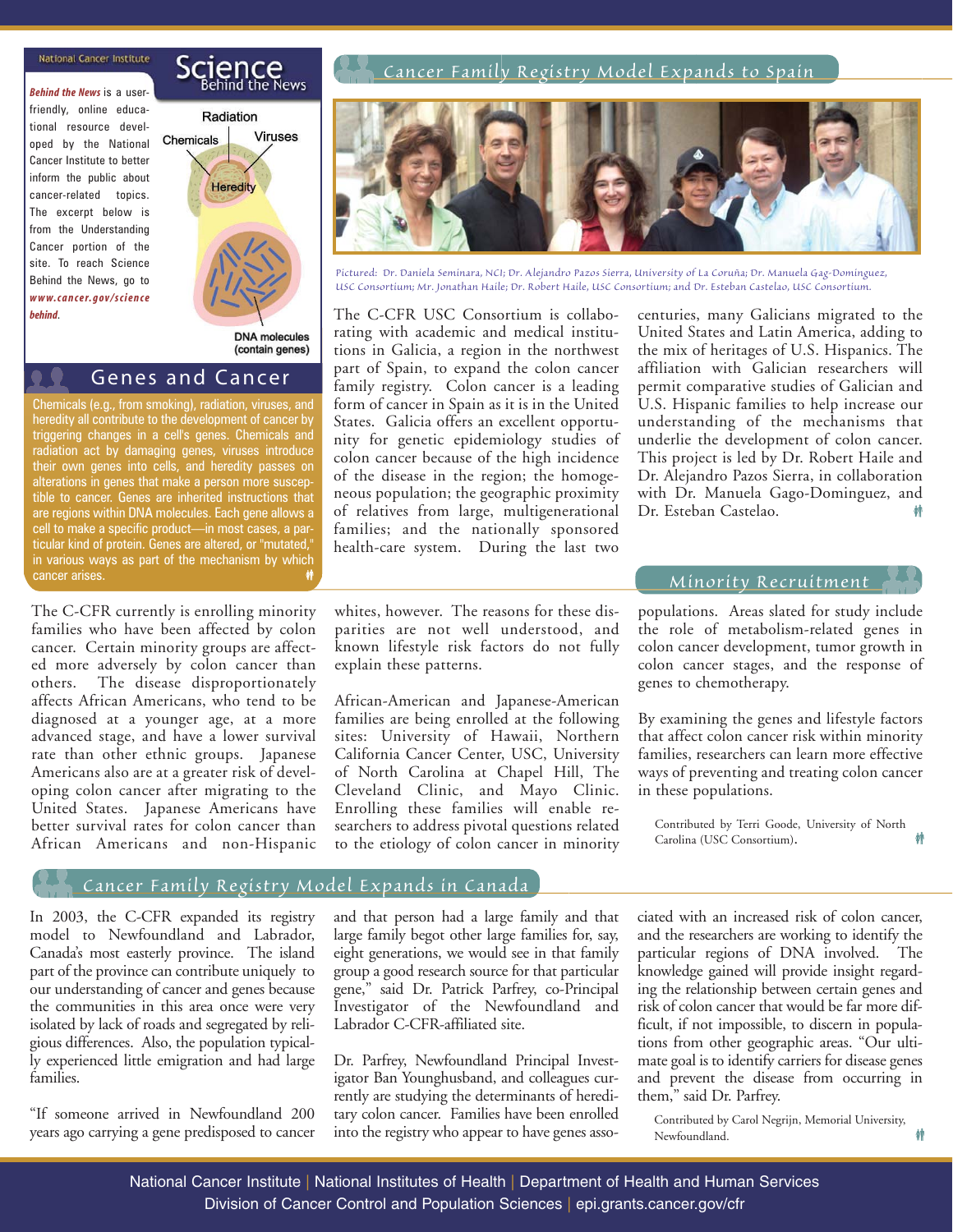National Cancer Institute

# Science Behind the News

***Behind the News*** is a user-friendly, online educational resource developed by the National Cancer Institute to better inform the public about cancer-related topics. The excerpt below is from the Understanding Cancer portion of the site. To reach Science Behind the News, go to ***www.cancer.gov/science behind.***

Radiation
Chemicals
Viruses
Heredity
DNA molecules (contain genes)

## Genes and Cancer

Chemicals (e.g., from smoking), radiation, viruses, and heredity all contribute to the development of cancer by triggering changes in a cell's genes. Chemicals and radiation act by damaging genes, viruses introduce their own genes into cells, and heredity passes on alterations in genes that make a person more susceptible to cancer. Genes are inherited instructions that are regions within DNA molecules. Each gene allows a cell to make a specific product—in most cases, a particular kind of protein. Genes are altered, or "mutated," in various ways as part of the mechanism by which cancer arises.

## Cancer Family Registry Model Expands to Spain

Pictured: Dr. Daniela Seminara, NCI; Dr. Alejandro Pazos Sierra, University of La Coruña; Dr. Manuela Gag-Dominguez, USC Consortium; Mr. Jonathan Haile; Dr. Robert Haile, USC Consortium; and Dr. Esteban Castelao, USC Consortium.

The C-CFR USC Consortium is collaborating with academic and medical institutions in Galicia, a region in the northwest part of Spain, to expand the colon cancer family registry. Colon cancer is a leading form of cancer in Spain as it is in the United States. Galicia offers an excellent opportunity for genetic epidemiology studies of colon cancer because of the high incidence of the disease in the region; the homogeneous population; the geographic proximity of relatives from large, multigenerational families; and the nationally sponsored health-care system. During the last two centuries, many Galicians migrated to the United States and Latin America, adding to the mix of heritages of U.S. Hispanics. The affiliation with Galician researchers will permit comparative studies of Galician and U.S. Hispanic families to help increase our understanding of the mechanisms that underlie the development of colon cancer. This project is led by Dr. Robert Haile and Dr. Alejandro Pazos Sierra, in collaboration with Dr. Manuela Gago-Dominguez, and Dr. Esteban Castelao.

## Minority Recruitment

The C-CFR currently is enrolling minority families who have been affected by colon cancer. Certain minority groups are affected more adversely by colon cancer than others. The disease disproportionately affects African Americans, who tend to be diagnosed at a younger age, at a more advanced stage, and have a lower survival rate than other ethnic groups. Japanese Americans also are at a greater risk of developing colon cancer after migrating to the United States. Japanese Americans have better survival rates for colon cancer than African Americans and non-Hispanic whites, however. The reasons for these disparities are not well understood, and known lifestyle risk factors do not fully explain these patterns.

African-American and Japanese-American families are being enrolled at the following sites: University of Hawaii, Northern California Cancer Center, USC, University of North Carolina at Chapel Hill, The Cleveland Clinic, and Mayo Clinic. Enrolling these families will enable researchers to address pivotal questions related to the etiology of colon cancer in minority populations. Areas slated for study include the role of metabolism-related genes in colon cancer development, tumor growth in colon cancer stages, and the response of genes to chemotherapy.

By examining the genes and lifestyle factors that affect colon cancer risk within minority families, researchers can learn more effective ways of preventing and treating colon cancer in these populations.

Contributed by Terri Goode, University of North Carolina (USC Consortium).

## Cancer Family Registry Model Expands in Canada

In 2003, the C-CFR expanded its registry model to Newfoundland and Labrador, Canada's most easterly province. The island part of the province can contribute uniquely to our understanding of cancer and genes because the communities in this area once were very isolated by lack of roads and segregated by religious differences. Also, the population typically experienced little emigration and had large families.

"If someone arrived in Newfoundland 200 years ago carrying a gene predisposed to cancer and that person had a large family and that large family begot other large families for, say, eight generations, we would see in that family group a good research source for that particular gene," said Dr. Patrick Parfrey, co-Principal Investigator of the Newfoundland and Labrador C-CFR-affiliated site.

Dr. Parfrey, Newfoundland Principal Investigator Ban Younghusband, and colleagues currently are studying the determinants of hereditary colon cancer. Families have been enrolled into the registry who appear to have genes associated with an increased risk of colon cancer, and the researchers are working to identify the particular regions of DNA involved. The knowledge gained will provide insight regarding the relationship between certain genes and risk of colon cancer that would be far more difficult, if not impossible, to discern in populations from other geographic areas. "Our ultimate goal is to identify carriers for disease genes and prevent the disease from occurring in them," said Dr. Parfrey.

Contributed by Carol Negrijn, Memorial University, Newfoundland.

National Cancer Institute | National Institutes of Health | Department of Health and Human Services
Division of Cancer Control and Population Sciences | epi.grants.cancer.gov/cfr